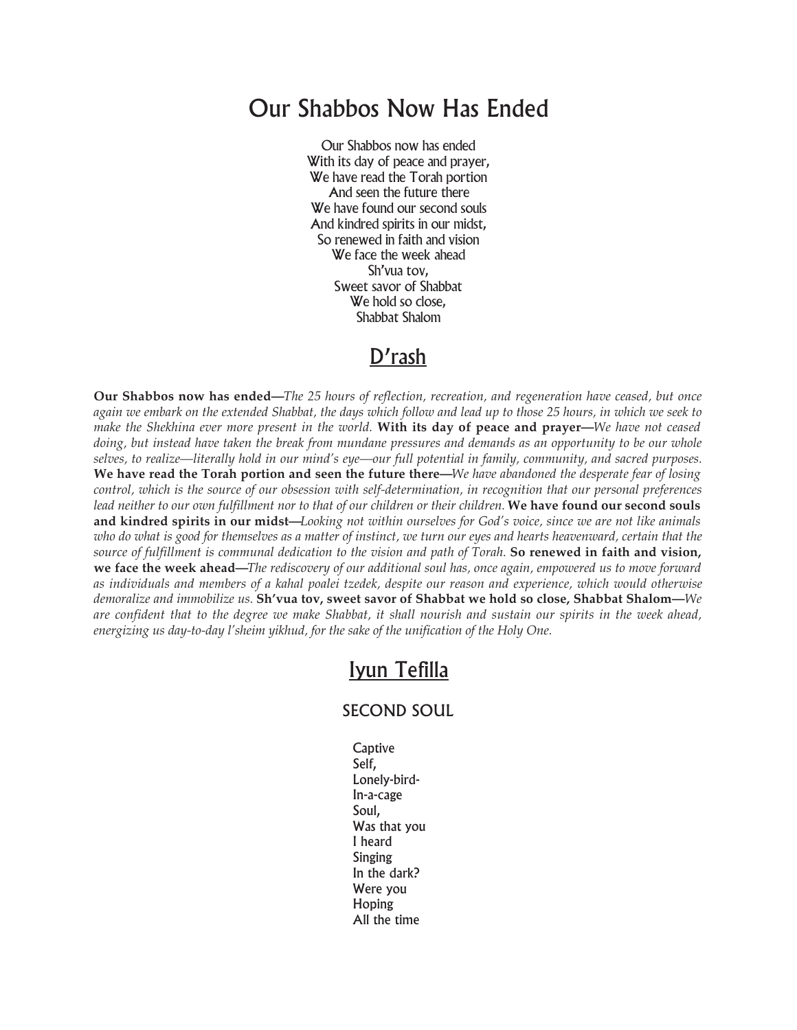# Our Shabbos Now Has Ended

Our Shabbos now has ended
With its day of peace and prayer,
We have read the Torah portion
And seen the future there
We have found our second souls
And kindred spirits in our midst,
So renewed in faith and vision
We face the week ahead
Sh'vua tov,
Sweet savor of Shabbat
We hold so close,
Shabbat Shalom

## D'rash

**Our Shabbos now has ended—***The 25 hours of reflection, recreation, and regeneration have ceased, but once again we embark on the extended Shabbat, the days which follow and lead up to those 25 hours, in which we seek to make the Shekhina ever more present in the world.* **With its day of peace and prayer—***We have not ceased doing, but instead have taken the break from mundane pressures and demands as an opportunity to be our whole selves, to realize—literally hold in our mind's eye—our full potential in family, community, and sacred purposes.* **We have read the Torah portion and seen the future there—***We have abandoned the desperate fear of losing control, which is the source of our obsession with self-determination, in recognition that our personal preferences lead neither to our own fulfillment nor to that of our children or their children.* **We have found our second souls and kindred spirits in our midst—***Looking not within ourselves for God's voice, since we are not like animals who do what is good for themselves as a matter of instinct, we turn our eyes and hearts heavenward, certain that the source of fulfillment is communal dedication to the vision and path of Torah.* **So renewed in faith and vision, we face the week ahead—***The rediscovery of our additional soul has, once again, empowered us to move forward as individuals and members of a kahal poalei tzedek, despite our reason and experience, which would otherwise demoralize and immobilize us.* **Sh'vua tov, sweet savor of Shabbat we hold so close, Shabbat Shalom—***We are confident that to the degree we make Shabbat, it shall nourish and sustain our spirits in the week ahead, energizing us day-to-day l'sheim yikhud, for the sake of the unification of the Holy One.*

## Iyun Tefilla

### SECOND SOUL

Captive
Self,
Lonely-bird-
In-a-cage
Soul,
Was that you
I heard
Singing
In the dark?
Were you
Hoping
All the time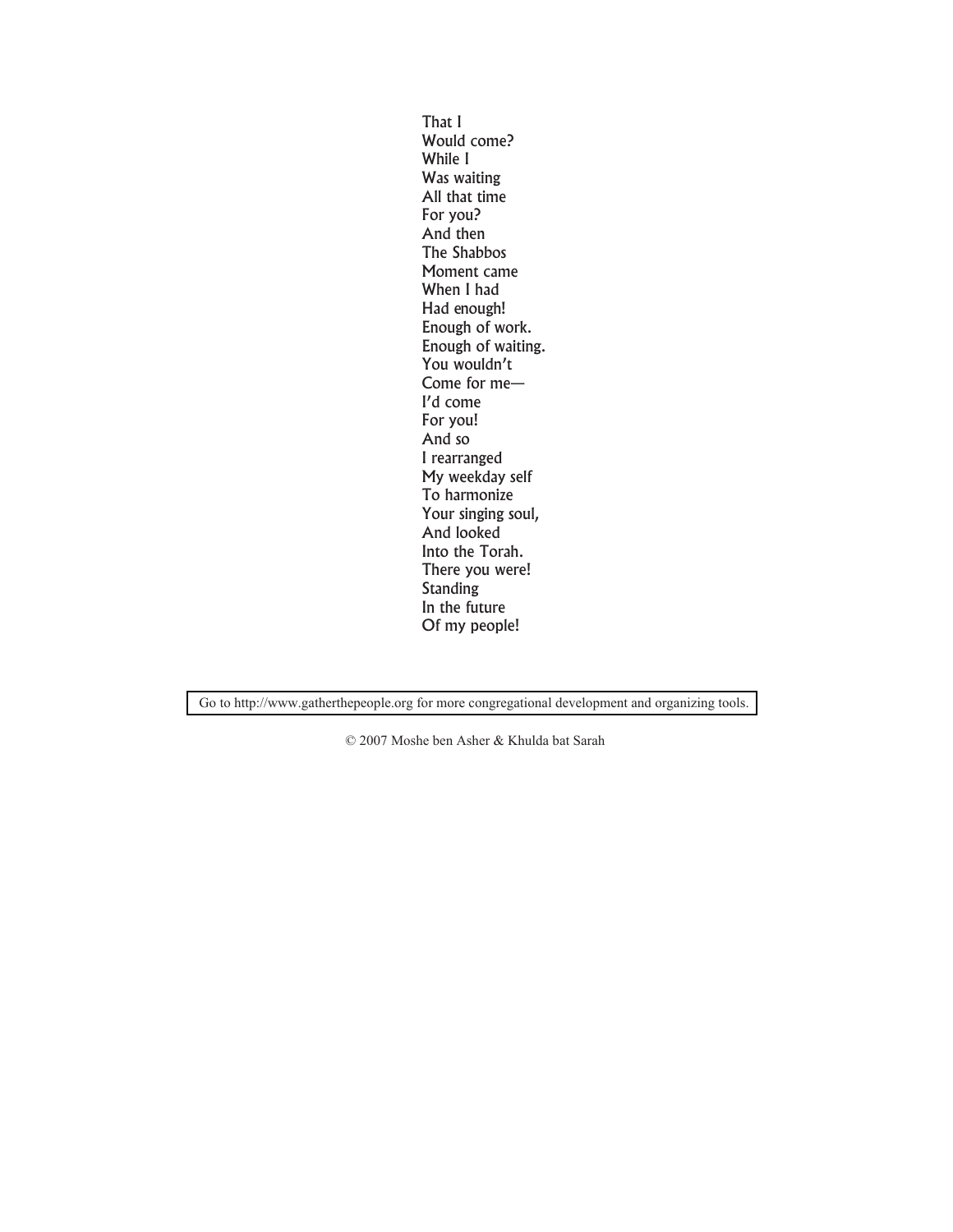That I  
Would come?  
While I  
Was waiting  
All that time  
For you?  
And then  
The Shabbos  
Moment came  
When I had  
Had enough!  
Enough of work.  
Enough of waiting.  
You wouldn't  
Come for me—  
I'd come  
For you!  
And so  
I rearranged  
My weekday self  
To harmonize  
Your singing soul,  
And looked  
Into the Torah.  
There you were!  
Standing  
In the future  
Of my people!

Go to http://www.gatherthepeople.org for more congregational development and organizing tools.

© 2007 Moshe ben Asher & Khulda bat Sarah